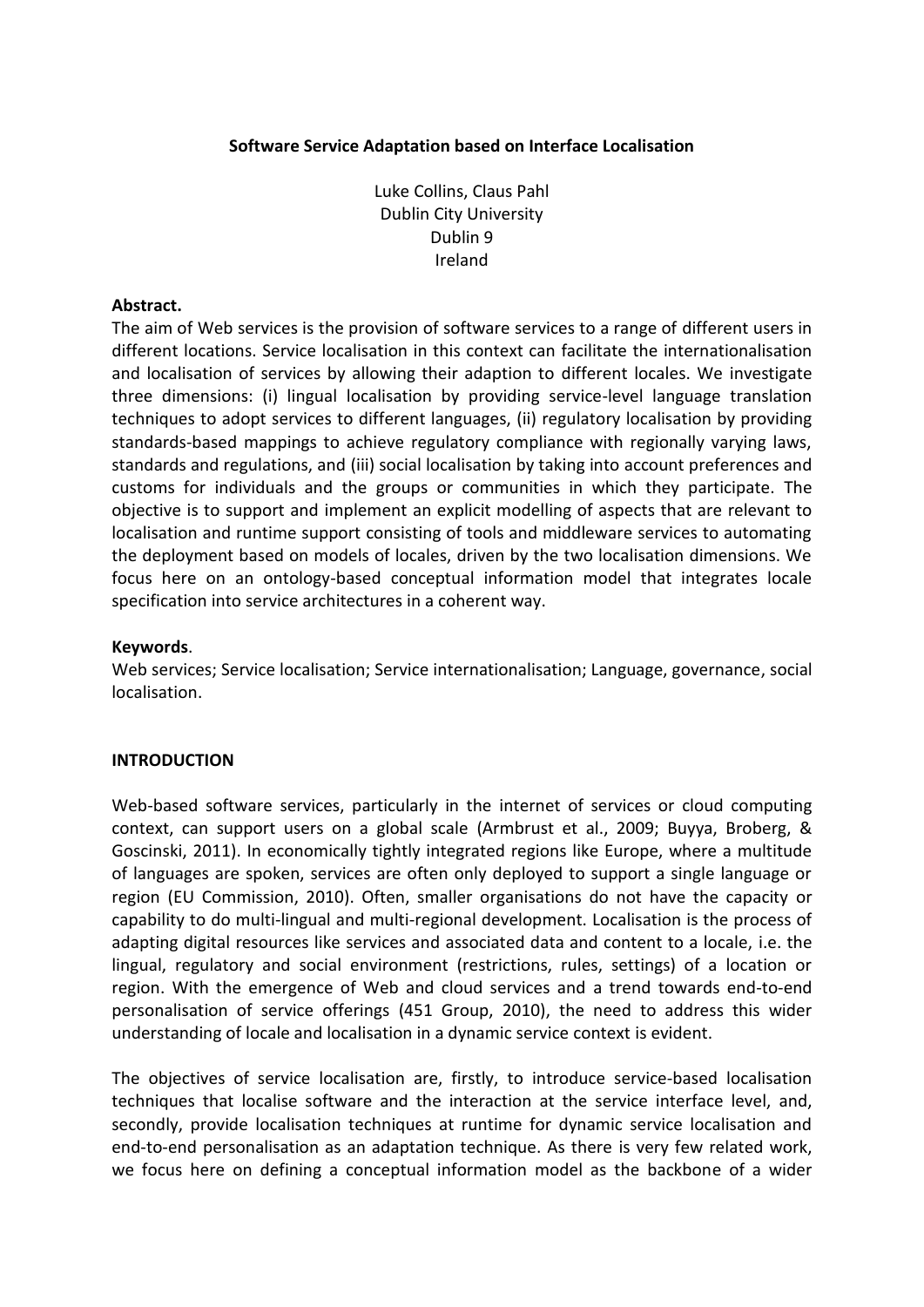# Software Service Adaptation based on Interface Localisation

Luke Collins, Claus Pahl
Dublin City University
Dublin 9
Ireland

**Abstract.**
The aim of Web services is the provision of software services to a range of different users in different locations. Service localisation in this context can facilitate the internationalisation and localisation of services by allowing their adaption to different locales. We investigate three dimensions: (i) lingual localisation by providing service-level language translation techniques to adopt services to different languages, (ii) regulatory localisation by providing standards-based mappings to achieve regulatory compliance with regionally varying laws, standards and regulations, and (iii) social localisation by taking into account preferences and customs for individuals and the groups or communities in which they participate. The objective is to support and implement an explicit modelling of aspects that are relevant to localisation and runtime support consisting of tools and middleware services to automating the deployment based on models of locales, driven by the two localisation dimensions. We focus here on an ontology-based conceptual information model that integrates locale specification into service architectures in a coherent way.

**Keywords**.
Web services; Service localisation; Service internationalisation; Language, governance, social localisation.

## INTRODUCTION

Web-based software services, particularly in the internet of services or cloud computing context, can support users on a global scale (Armbrust et al., 2009; Buyya, Broberg, & Goscinski, 2011). In economically tightly integrated regions like Europe, where a multitude of languages are spoken, services are often only deployed to support a single language or region (EU Commission, 2010). Often, smaller organisations do not have the capacity or capability to do multi-lingual and multi-regional development. Localisation is the process of adapting digital resources like services and associated data and content to a locale, i.e. the lingual, regulatory and social environment (restrictions, rules, settings) of a location or region. With the emergence of Web and cloud services and a trend towards end-to-end personalisation of service offerings (451 Group, 2010), the need to address this wider understanding of locale and localisation in a dynamic service context is evident.

The objectives of service localisation are, firstly, to introduce service-based localisation techniques that localise software and the interaction at the service interface level, and, secondly, provide localisation techniques at runtime for dynamic service localisation and end-to-end personalisation as an adaptation technique. As there is very few related work, we focus here on defining a conceptual information model as the backbone of a wider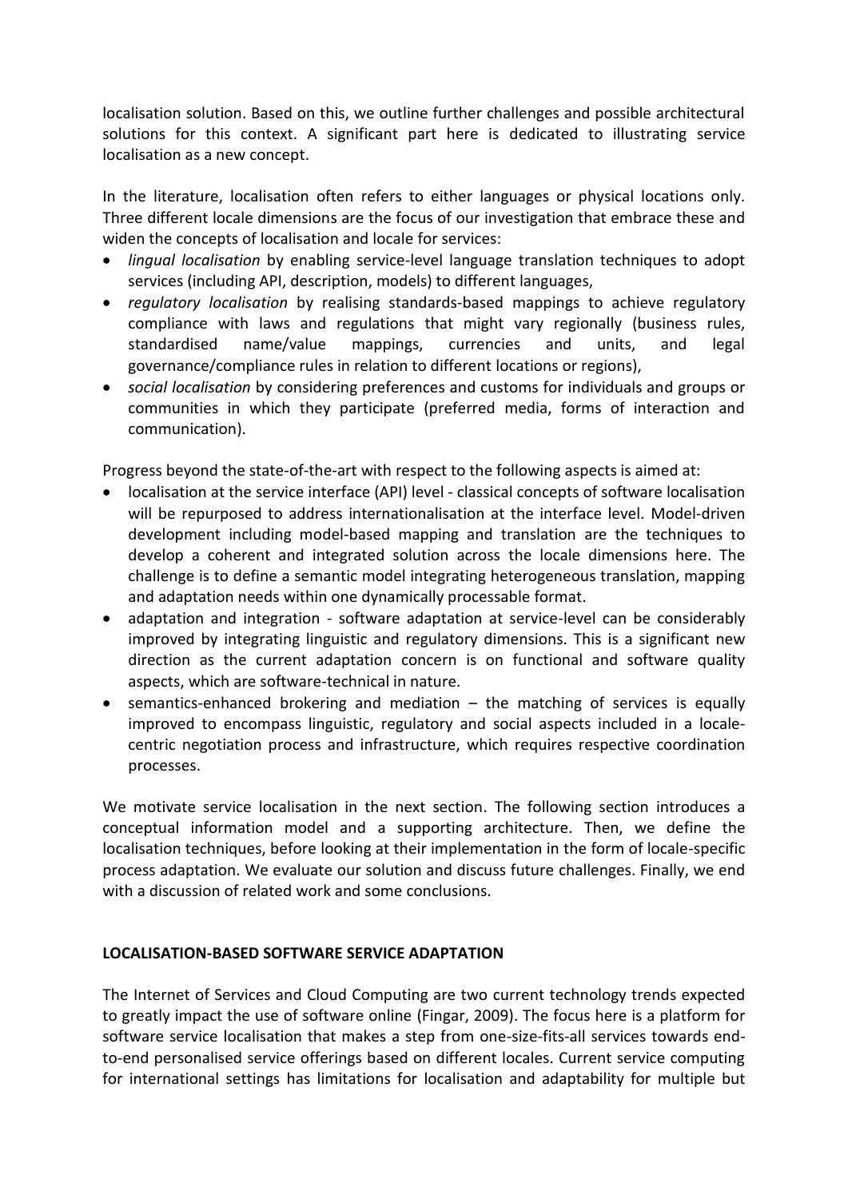localisation solution. Based on this, we outline further challenges and possible architectural solutions for this context. A significant part here is dedicated to illustrating service localisation as a new concept.

In the literature, localisation often refers to either languages or physical locations only. Three different locale dimensions are the focus of our investigation that embrace these and widen the concepts of localisation and locale for services:

- *lingual localisation* by enabling service-level language translation techniques to adopt services (including API, description, models) to different languages,
- *regulatory localisation* by realising standards-based mappings to achieve regulatory compliance with laws and regulations that might vary regionally (business rules, standardised name/value mappings, currencies and units, and legal governance/compliance rules in relation to different locations or regions),
- *social localisation* by considering preferences and customs for individuals and groups or communities in which they participate (preferred media, forms of interaction and communication).

Progress beyond the state-of-the-art with respect to the following aspects is aimed at:

- localisation at the service interface (API) level - classical concepts of software localisation will be repurposed to address internationalisation at the interface level. Model-driven development including model-based mapping and translation are the techniques to develop a coherent and integrated solution across the locale dimensions here. The challenge is to define a semantic model integrating heterogeneous translation, mapping and adaptation needs within one dynamically processable format.
- adaptation and integration - software adaptation at service-level can be considerably improved by integrating linguistic and regulatory dimensions. This is a significant new direction as the current adaptation concern is on functional and software quality aspects, which are software-technical in nature.
- semantics-enhanced brokering and mediation – the matching of services is equally improved to encompass linguistic, regulatory and social aspects included in a locale-centric negotiation process and infrastructure, which requires respective coordination processes.

We motivate service localisation in the next section. The following section introduces a conceptual information model and a supporting architecture. Then, we define the localisation techniques, before looking at their implementation in the form of locale-specific process adaptation. We evaluate our solution and discuss future challenges. Finally, we end with a discussion of related work and some conclusions.

## LOCALISATION-BASED SOFTWARE SERVICE ADAPTATION

The Internet of Services and Cloud Computing are two current technology trends expected to greatly impact the use of software online (Fingar, 2009). The focus here is a platform for software service localisation that makes a step from one-size-fits-all services towards end-to-end personalised service offerings based on different locales. Current service computing for international settings has limitations for localisation and adaptability for multiple but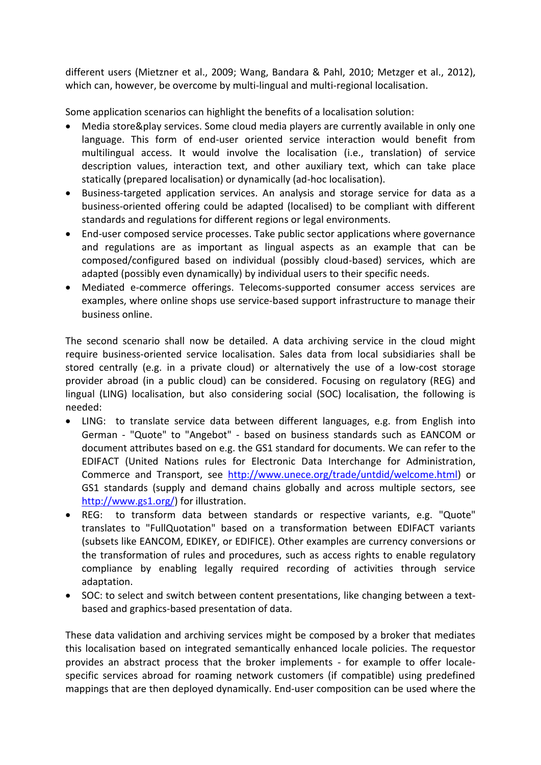different users (Mietzner et al., 2009; Wang, Bandara & Pahl, 2010; Metzger et al., 2012), which can, however, be overcome by multi-lingual and multi-regional localisation.

Some application scenarios can highlight the benefits of a localisation solution:

- Media store&play services. Some cloud media players are currently available in only one language. This form of end-user oriented service interaction would benefit from multilingual access. It would involve the localisation (i.e., translation) of service description values, interaction text, and other auxiliary text, which can take place statically (prepared localisation) or dynamically (ad-hoc localisation).
- Business-targeted application services. An analysis and storage service for data as a business-oriented offering could be adapted (localised) to be compliant with different standards and regulations for different regions or legal environments.
- End-user composed service processes. Take public sector applications where governance and regulations are as important as lingual aspects as an example that can be composed/configured based on individual (possibly cloud-based) services, which are adapted (possibly even dynamically) by individual users to their specific needs.
- Mediated e-commerce offerings. Telecoms-supported consumer access services are examples, where online shops use service-based support infrastructure to manage their business online.

The second scenario shall now be detailed. A data archiving service in the cloud might require business-oriented service localisation. Sales data from local subsidiaries shall be stored centrally (e.g. in a private cloud) or alternatively the use of a low-cost storage provider abroad (in a public cloud) can be considered. Focusing on regulatory (REG) and lingual (LING) localisation, but also considering social (SOC) localisation, the following is needed:

- LING: to translate service data between different languages, e.g. from English into German - "Quote" to "Angebot" - based on business standards such as EANCOM or document attributes based on e.g. the GS1 standard for documents. We can refer to the EDIFACT (United Nations rules for Electronic Data Interchange for Administration, Commerce and Transport, see http://www.unece.org/trade/untdid/welcome.html) or GS1 standards (supply and demand chains globally and across multiple sectors, see http://www.gs1.org/) for illustration.
- REG: to transform data between standards or respective variants, e.g. "Quote" translates to "FullQuotation" based on a transformation between EDIFACT variants (subsets like EANCOM, EDIKEY, or EDIFICE). Other examples are currency conversions or the transformation of rules and procedures, such as access rights to enable regulatory compliance by enabling legally required recording of activities through service adaptation.
- SOC: to select and switch between content presentations, like changing between a text-based and graphics-based presentation of data.

These data validation and archiving services might be composed by a broker that mediates this localisation based on integrated semantically enhanced locale policies. The requestor provides an abstract process that the broker implements - for example to offer locale-specific services abroad for roaming network customers (if compatible) using predefined mappings that are then deployed dynamically. End-user composition can be used where the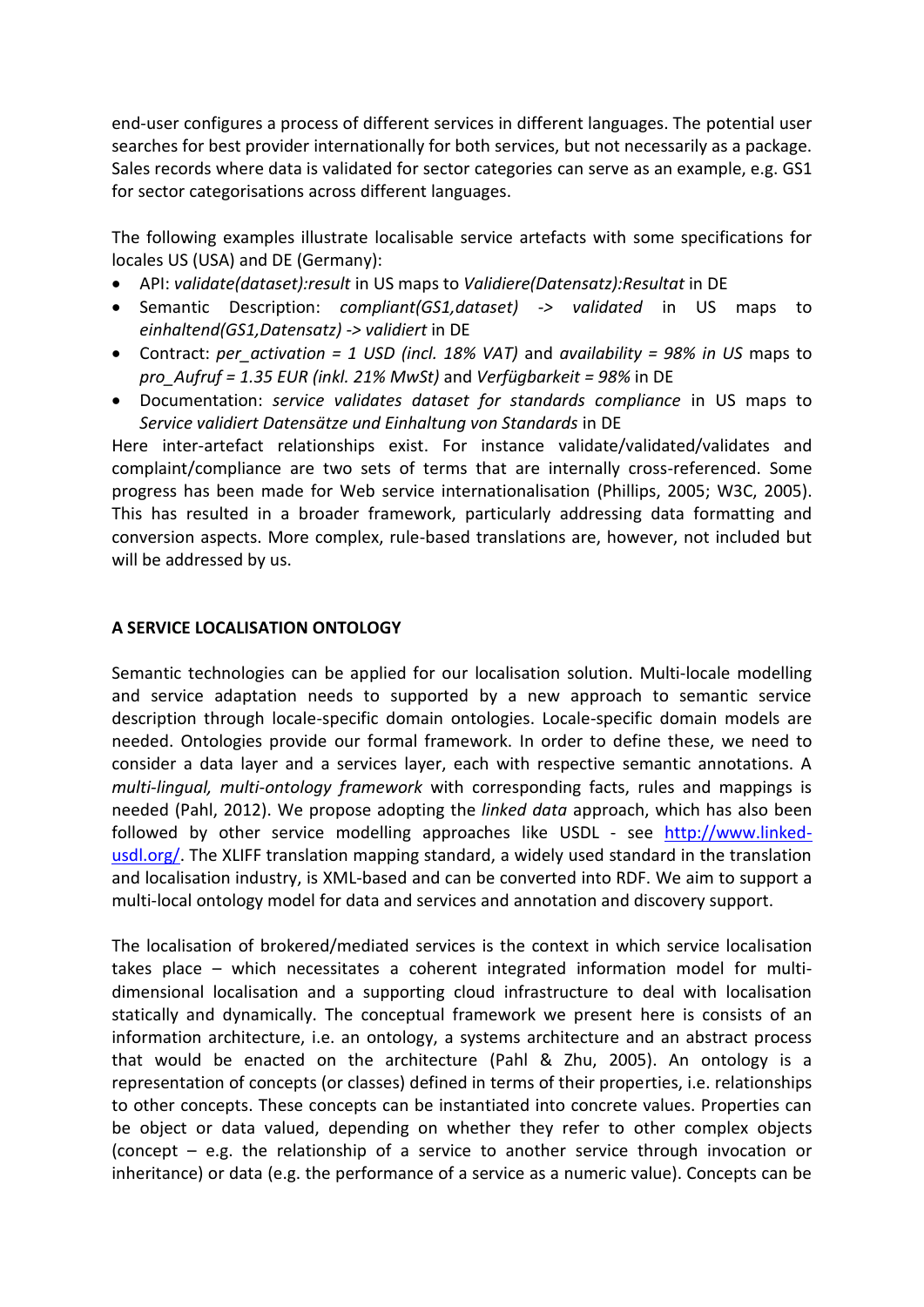end-user configures a process of different services in different languages. The potential user searches for best provider internationally for both services, but not necessarily as a package. Sales records where data is validated for sector categories can serve as an example, e.g. GS1 for sector categorisations across different languages.

The following examples illustrate localisable service artefacts with some specifications for locales US (USA) and DE (Germany):

- API: *validate(dataset):result* in US maps to *Validiere(Datensatz):Resultat* in DE
- Semantic Description: *compliant(GS1,dataset) -> validated* in US maps to *einhaltend(GS1,Datensatz) -> validiert* in DE
- Contract: *per_activation = 1 USD (incl. 18% VAT)* and *availability = 98% in US* maps to *pro_Aufruf = 1.35 EUR (inkl. 21% MwSt)* and *Verfügbarkeit = 98%* in DE
- Documentation: *service validates dataset for standards compliance* in US maps to *Service validiert Datensätze und Einhaltung von Standards* in DE

Here inter-artefact relationships exist. For instance validate/validated/validates and complaint/compliance are two sets of terms that are internally cross-referenced. Some progress has been made for Web service internationalisation (Phillips, 2005; W3C, 2005). This has resulted in a broader framework, particularly addressing data formatting and conversion aspects. More complex, rule-based translations are, however, not included but will be addressed by us.

## A SERVICE LOCALISATION ONTOLOGY

Semantic technologies can be applied for our localisation solution. Multi-locale modelling and service adaptation needs to supported by a new approach to semantic service description through locale-specific domain ontologies. Locale-specific domain models are needed. Ontologies provide our formal framework. In order to define these, we need to consider a data layer and a services layer, each with respective semantic annotations. A *multi-lingual, multi-ontology framework* with corresponding facts, rules and mappings is needed (Pahl, 2012). We propose adopting the *linked data* approach, which has also been followed by other service modelling approaches like USDL - see [http://www.linked-usdl.org/](http://www.linked-usdl.org/). The XLIFF translation mapping standard, a widely used standard in the translation and localisation industry, is XML-based and can be converted into RDF. We aim to support a multi-local ontology model for data and services and annotation and discovery support.

The localisation of brokered/mediated services is the context in which service localisation takes place – which necessitates a coherent integrated information model for multi-dimensional localisation and a supporting cloud infrastructure to deal with localisation statically and dynamically. The conceptual framework we present here is consists of an information architecture, i.e. an ontology, a systems architecture and an abstract process that would be enacted on the architecture (Pahl & Zhu, 2005). An ontology is a representation of concepts (or classes) defined in terms of their properties, i.e. relationships to other concepts. These concepts can be instantiated into concrete values. Properties can be object or data valued, depending on whether they refer to other complex objects (concept – e.g. the relationship of a service to another service through invocation or inheritance) or data (e.g. the performance of a service as a numeric value). Concepts can be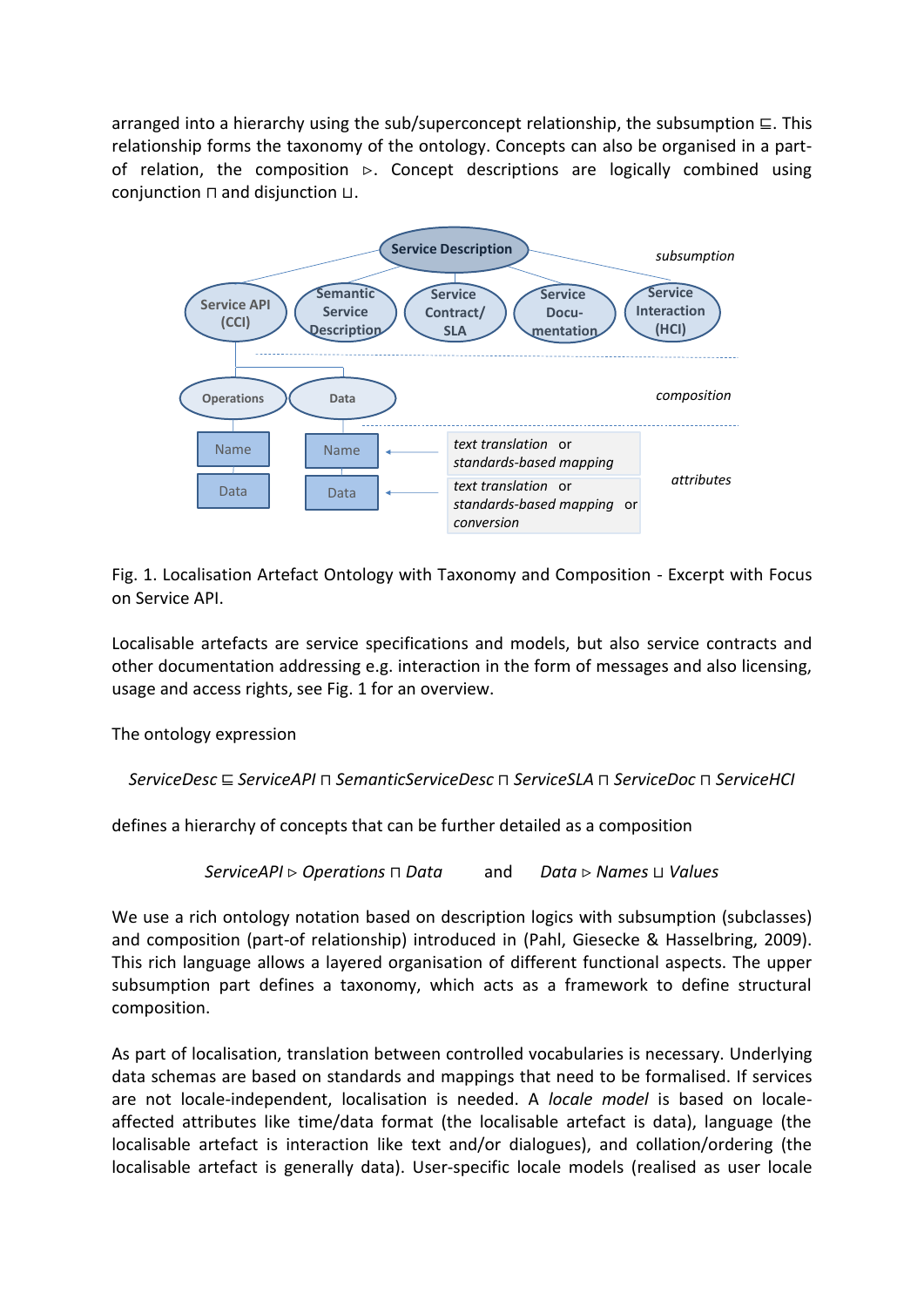arranged into a hierarchy using the sub/superconcept relationship, the subsumption ⊑. This relationship forms the taxonomy of the ontology. Concepts can also be organised in a part-of relation, the composition ▹. Concept descriptions are logically combined using conjunction ⊓ and disjunction ⊔.

Fig. 1. Localisation Artefact Ontology with Taxonomy and Composition - Excerpt with Focus on Service API.

Localisable artefacts are service specifications and models, but also service contracts and other documentation addressing e.g. interaction in the form of messages and also licensing, usage and access rights, see Fig. 1 for an overview.

The ontology expression

$$ServiceDesc \sqsubseteq ServiceAPI \sqcap SemanticServiceDesc \sqcap ServiceSLA \sqcap ServiceDoc \sqcap ServiceHCI$$

defines a hierarchy of concepts that can be further detailed as a composition

$$ServiceAPI \triangleright Operations \sqcap Data \qquad \text{and} \qquad Data \triangleright Names \sqcup Values$$

We use a rich ontology notation based on description logics with subsumption (subclasses) and composition (part-of relationship) introduced in (Pahl, Giesecke & Hasselbring, 2009). This rich language allows a layered organisation of different functional aspects. The upper subsumption part defines a taxonomy, which acts as a framework to define structural composition.

As part of localisation, translation between controlled vocabularies is necessary. Underlying data schemas are based on standards and mappings that need to be formalised. If services are not locale-independent, localisation is needed. A *locale model* is based on locale-affected attributes like time/data format (the localisable artefact is data), language (the localisable artefact is interaction like text and/or dialogues), and collation/ordering (the localisable artefact is generally data). User-specific locale models (realised as user locale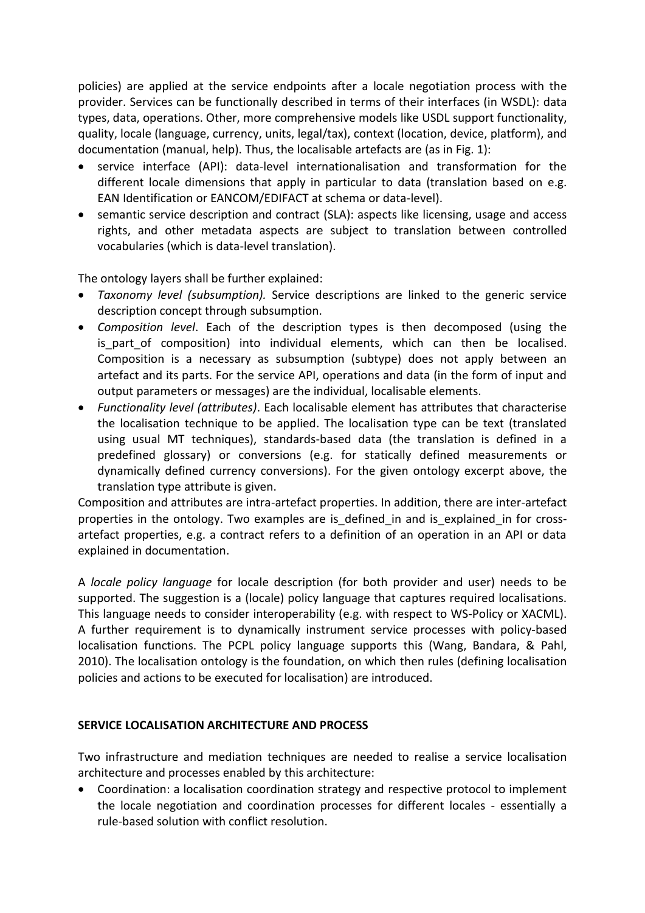policies) are applied at the service endpoints after a locale negotiation process with the provider. Services can be functionally described in terms of their interfaces (in WSDL): data types, data, operations. Other, more comprehensive models like USDL support functionality, quality, locale (language, currency, units, legal/tax), context (location, device, platform), and documentation (manual, help). Thus, the localisable artefacts are (as in Fig. 1):

- service interface (API): data-level internationalisation and transformation for the different locale dimensions that apply in particular to data (translation based on e.g. EAN Identification or EANCOM/EDIFACT at schema or data-level).
- semantic service description and contract (SLA): aspects like licensing, usage and access rights, and other metadata aspects are subject to translation between controlled vocabularies (which is data-level translation).

The ontology layers shall be further explained:

- *Taxonomy level (subsumption).* Service descriptions are linked to the generic service description concept through subsumption.
- *Composition level*. Each of the description types is then decomposed (using the is_part_of composition) into individual elements, which can then be localised. Composition is a necessary as subsumption (subtype) does not apply between an artefact and its parts. For the service API, operations and data (in the form of input and output parameters or messages) are the individual, localisable elements.
- *Functionality level (attributes)*. Each localisable element has attributes that characterise the localisation technique to be applied. The localisation type can be text (translated using usual MT techniques), standards-based data (the translation is defined in a predefined glossary) or conversions (e.g. for statically defined measurements or dynamically defined currency conversions). For the given ontology excerpt above, the translation type attribute is given.

Composition and attributes are intra-artefact properties. In addition, there are inter-artefact properties in the ontology. Two examples are is_defined_in and is_explained_in for cross-artefact properties, e.g. a contract refers to a definition of an operation in an API or data explained in documentation.

A *locale policy language* for locale description (for both provider and user) needs to be supported. The suggestion is a (locale) policy language that captures required localisations. This language needs to consider interoperability (e.g. with respect to WS-Policy or XACML). A further requirement is to dynamically instrument service processes with policy-based localisation functions. The PCPL policy language supports this (Wang, Bandara, & Pahl, 2010). The localisation ontology is the foundation, on which then rules (defining localisation policies and actions to be executed for localisation) are introduced.

## SERVICE LOCALISATION ARCHITECTURE AND PROCESS

Two infrastructure and mediation techniques are needed to realise a service localisation architecture and processes enabled by this architecture:

- Coordination: a localisation coordination strategy and respective protocol to implement the locale negotiation and coordination processes for different locales - essentially a rule-based solution with conflict resolution.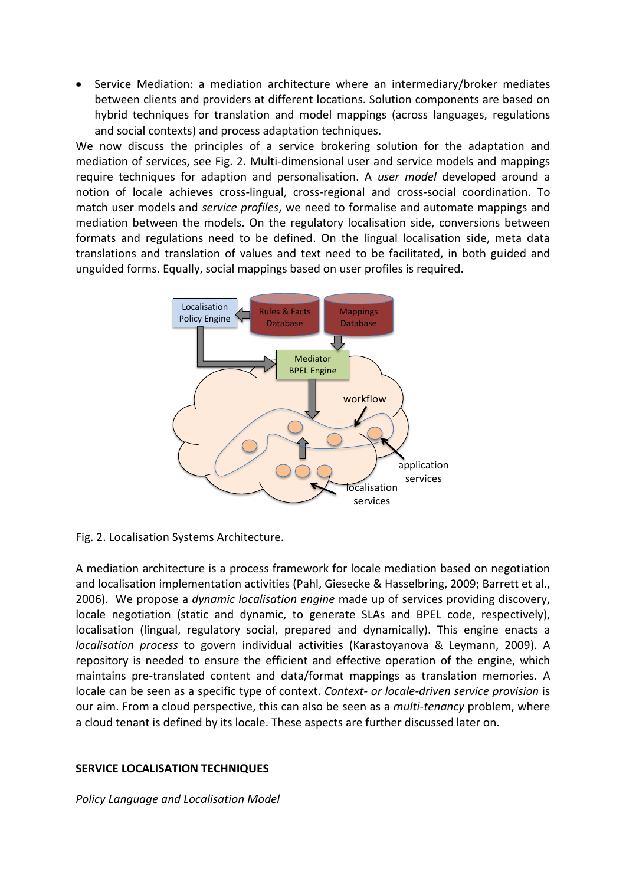- Service Mediation: a mediation architecture where an intermediary/broker mediates between clients and providers at different locations. Solution components are based on hybrid techniques for translation and model mappings (across languages, regulations and social contexts) and process adaptation techniques.

We now discuss the principles of a service brokering solution for the adaptation and mediation of services, see Fig. 2. Multi-dimensional user and service models and mappings require techniques for adaption and personalisation. A *user model* developed around a notion of locale achieves cross-lingual, cross-regional and cross-social coordination. To match user models and *service profiles*, we need to formalise and automate mappings and mediation between the models. On the regulatory localisation side, conversions between formats and regulations need to be defined. On the lingual localisation side, meta data translations and translation of values and text need to be facilitated, in both guided and unguided forms. Equally, social mappings based on user profiles is required.

Fig. 2. Localisation Systems Architecture.

A mediation architecture is a process framework for locale mediation based on negotiation and localisation implementation activities (Pahl, Giesecke & Hasselbring, 2009; Barrett et al., 2006). We propose a *dynamic localisation engine* made up of services providing discovery, locale negotiation (static and dynamic, to generate SLAs and BPEL code, respectively), localisation (lingual, regulatory social, prepared and dynamically). This engine enacts a *localisation process* to govern individual activities (Karastoyanova & Leymann, 2009). A repository is needed to ensure the efficient and effective operation of the engine, which maintains pre-translated content and data/format mappings as translation memories. A locale can be seen as a specific type of context. *Context- or locale-driven service provision* is our aim. From a cloud perspective, this can also be seen as a *multi-tenancy* problem, where a cloud tenant is defined by its locale. These aspects are further discussed later on.

**SERVICE LOCALISATION TECHNIQUES**

*Policy Language and Localisation Model*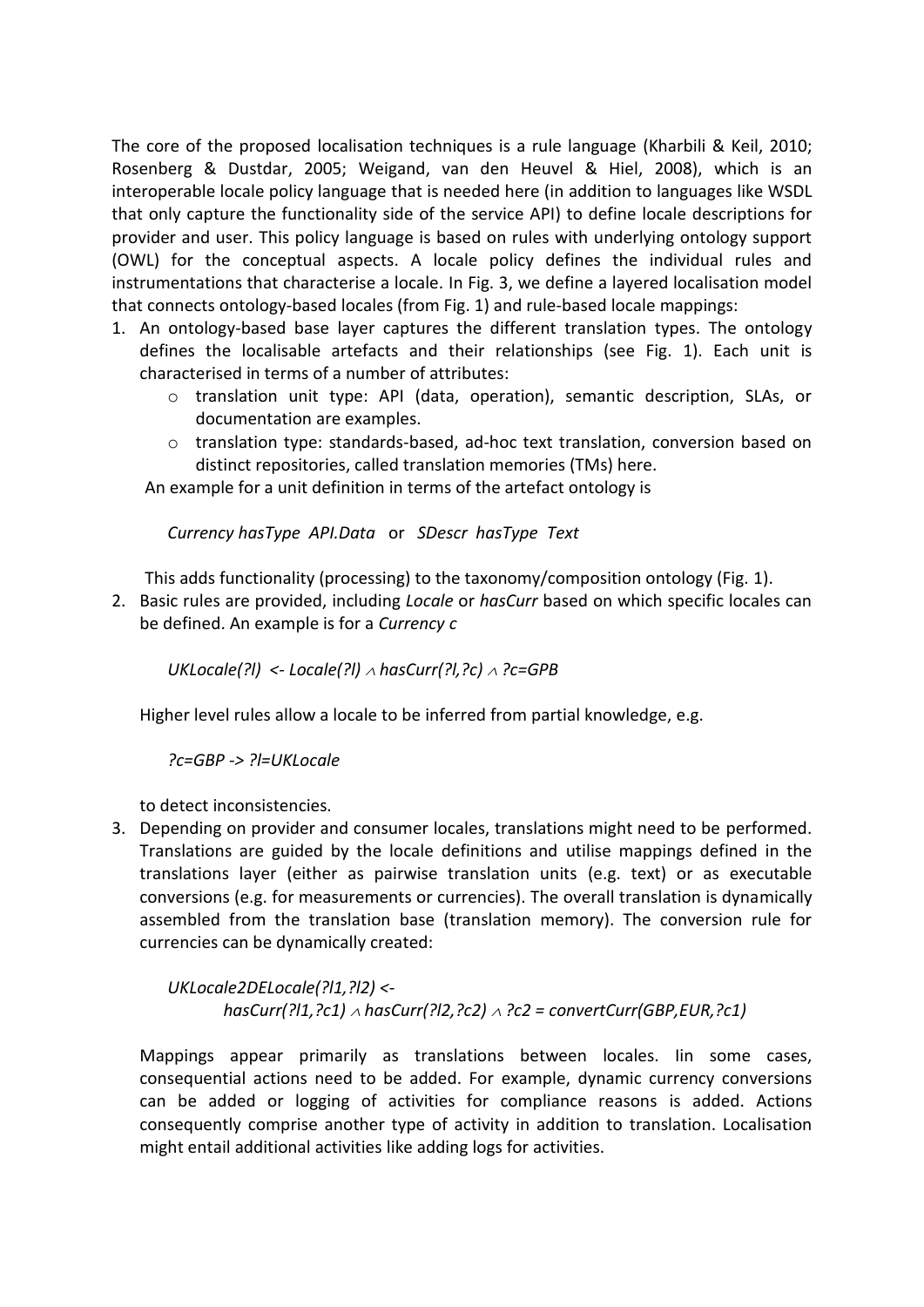The core of the proposed localisation techniques is a rule language (Kharbili & Keil, 2010; Rosenberg & Dustdar, 2005; Weigand, van den Heuvel & Hiel, 2008), which is an interoperable locale policy language that is needed here (in addition to languages like WSDL that only capture the functionality side of the service API) to define locale descriptions for provider and user. This policy language is based on rules with underlying ontology support (OWL) for the conceptual aspects. A locale policy defines the individual rules and instrumentations that characterise a locale. In Fig. 3, we define a layered localisation model that connects ontology-based locales (from Fig. 1) and rule-based locale mappings:

1. An ontology-based base layer captures the different translation types. The ontology defines the localisable artefacts and their relationships (see Fig. 1). Each unit is characterised in terms of a number of attributes:
   - translation unit type: API (data, operation), semantic description, SLAs, or documentation are examples.
   - translation type: standards-based, ad-hoc text translation, conversion based on distinct repositories, called translation memories (TMs) here.

   An example for a unit definition in terms of the artefact ontology is

   *Currency hasType API.Data* or *SDescr hasType Text*

   This adds functionality (processing) to the taxonomy/composition ontology (Fig. 1).

2. Basic rules are provided, including *Locale* or *hasCurr* based on which specific locales can be defined. An example is for a *Currency c*

   *UKLocale(?l) <- Locale(?l)* $\wedge$ *hasCurr(?l,?c)* $\wedge$ *?c=GPB*

   Higher level rules allow a locale to be inferred from partial knowledge, e.g.

   *?c=GBP -> ?l=UKLocale*

   to detect inconsistencies.

3. Depending on provider and consumer locales, translations might need to be performed. Translations are guided by the locale definitions and utilise mappings defined in the translations layer (either as pairwise translation units (e.g. text) or as executable conversions (e.g. for measurements or currencies). The overall translation is dynamically assembled from the translation base (translation memory). The conversion rule for currencies can be dynamically created:

   *UKLocale2DELocale(?l1,?l2) <-*
   *hasCurr(?l1,?c1)* $\wedge$ *hasCurr(?l2,?c2)* $\wedge$ *?c2 = convertCurr(GBP,EUR,?c1)*

   Mappings appear primarily as translations between locales. Iin some cases, consequential actions need to be added. For example, dynamic currency conversions can be added or logging of activities for compliance reasons is added. Actions consequently comprise another type of activity in addition to translation. Localisation might entail additional activities like adding logs for activities.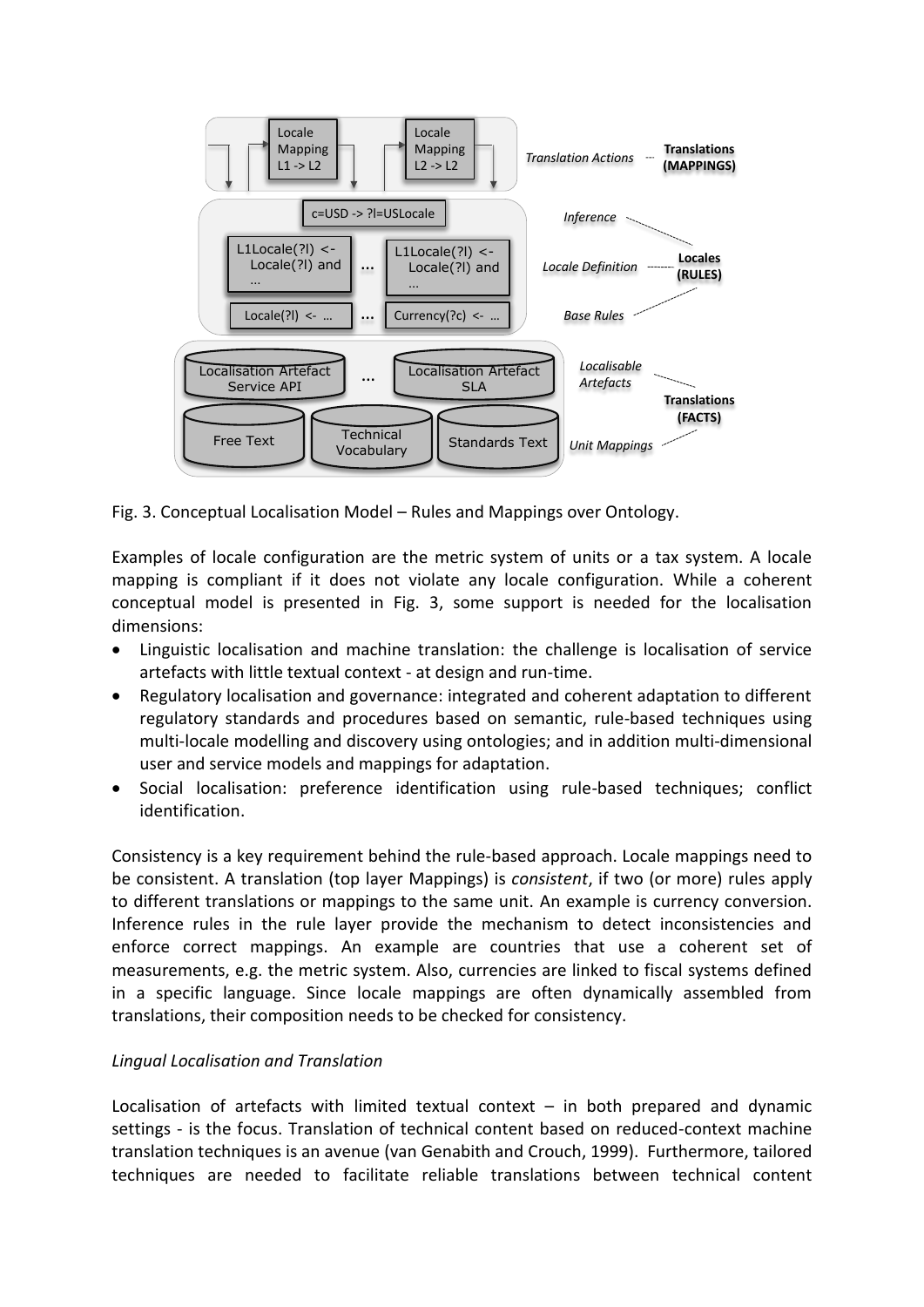Fig. 3. Conceptual Localisation Model – Rules and Mappings over Ontology.

Examples of locale configuration are the metric system of units or a tax system. A locale mapping is compliant if it does not violate any locale configuration. While a coherent conceptual model is presented in Fig. 3, some support is needed for the localisation dimensions:

- Linguistic localisation and machine translation: the challenge is localisation of service artefacts with little textual context - at design and run-time.
- Regulatory localisation and governance: integrated and coherent adaptation to different regulatory standards and procedures based on semantic, rule-based techniques using multi-locale modelling and discovery using ontologies; and in addition multi-dimensional user and service models and mappings for adaptation.
- Social localisation: preference identification using rule-based techniques; conflict identification.

Consistency is a key requirement behind the rule-based approach. Locale mappings need to be consistent. A translation (top layer Mappings) is *consistent*, if two (or more) rules apply to different translations or mappings to the same unit. An example is currency conversion. Inference rules in the rule layer provide the mechanism to detect inconsistencies and enforce correct mappings. An example are countries that use a coherent set of measurements, e.g. the metric system. Also, currencies are linked to fiscal systems defined in a specific language. Since locale mappings are often dynamically assembled from translations, their composition needs to be checked for consistency.

*Lingual Localisation and Translation*

Localisation of artefacts with limited textual context – in both prepared and dynamic settings - is the focus. Translation of technical content based on reduced-context machine translation techniques is an avenue (van Genabith and Crouch, 1999). Furthermore, tailored techniques are needed to facilitate reliable translations between technical content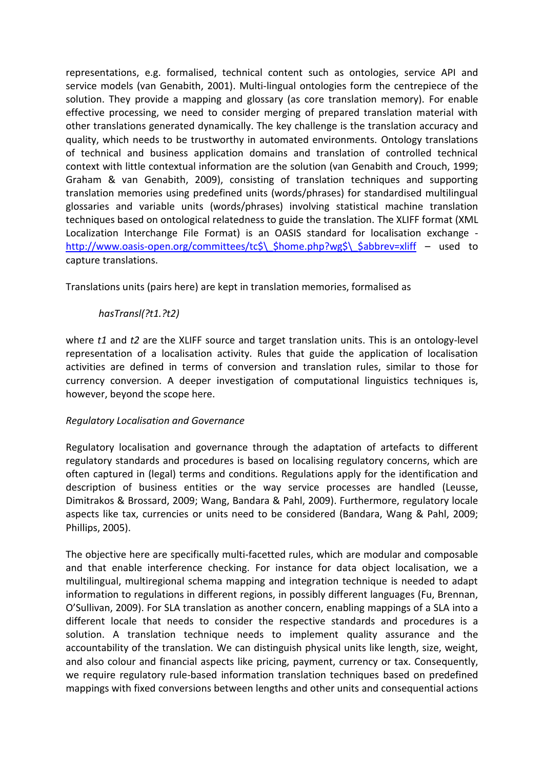representations, e.g. formalised, technical content such as ontologies, service API and service models (van Genabith, 2001). Multi-lingual ontologies form the centrepiece of the solution. They provide a mapping and glossary (as core translation memory). For enable effective processing, we need to consider merging of prepared translation material with other translations generated dynamically. The key challenge is the translation accuracy and quality, which needs to be trustworthy in automated environments. Ontology translations of technical and business application domains and translation of controlled technical context with little contextual information are the solution (van Genabith and Crouch, 1999; Graham & van Genabith, 2009), consisting of translation techniques and supporting translation memories using predefined units (words/phrases) for standardised multilingual glossaries and variable units (words/phrases) involving statistical machine translation techniques based on ontological relatedness to guide the translation. The XLIFF format (XML Localization Interchange File Format) is an OASIS standard for localisation exchange - [http://www.oasis-open.org/committees/tc$\_$home.php?wg$\_$abbrev=xliff](http://www.oasis-open.org/committees/tc$\_$home.php?wg$\_$abbrev=xliff) – used to capture translations.

Translations units (pairs here) are kept in translation memories, formalised as

*hasTransl(?t1.?t2)*

where *t1* and *t2* are the XLIFF source and target translation units. This is an ontology-level representation of a localisation activity. Rules that guide the application of localisation activities are defined in terms of conversion and translation rules, similar to those for currency conversion. A deeper investigation of computational linguistics techniques is, however, beyond the scope here.

*Regulatory Localisation and Governance*

Regulatory localisation and governance through the adaptation of artefacts to different regulatory standards and procedures is based on localising regulatory concerns, which are often captured in (legal) terms and conditions. Regulations apply for the identification and description of business entities or the way service processes are handled (Leusse, Dimitrakos & Brossard, 2009; Wang, Bandara & Pahl, 2009). Furthermore, regulatory locale aspects like tax, currencies or units need to be considered (Bandara, Wang & Pahl, 2009; Phillips, 2005).

The objective here are specifically multi-facetted rules, which are modular and composable and that enable interference checking. For instance for data object localisation, we a multilingual, multiregional schema mapping and integration technique is needed to adapt information to regulations in different regions, in possibly different languages (Fu, Brennan, O'Sullivan, 2009). For SLA translation as another concern, enabling mappings of a SLA into a different locale that needs to consider the respective standards and procedures is a solution. A translation technique needs to implement quality assurance and the accountability of the translation. We can distinguish physical units like length, size, weight, and also colour and financial aspects like pricing, payment, currency or tax. Consequently, we require regulatory rule-based information translation techniques based on predefined mappings with fixed conversions between lengths and other units and consequential actions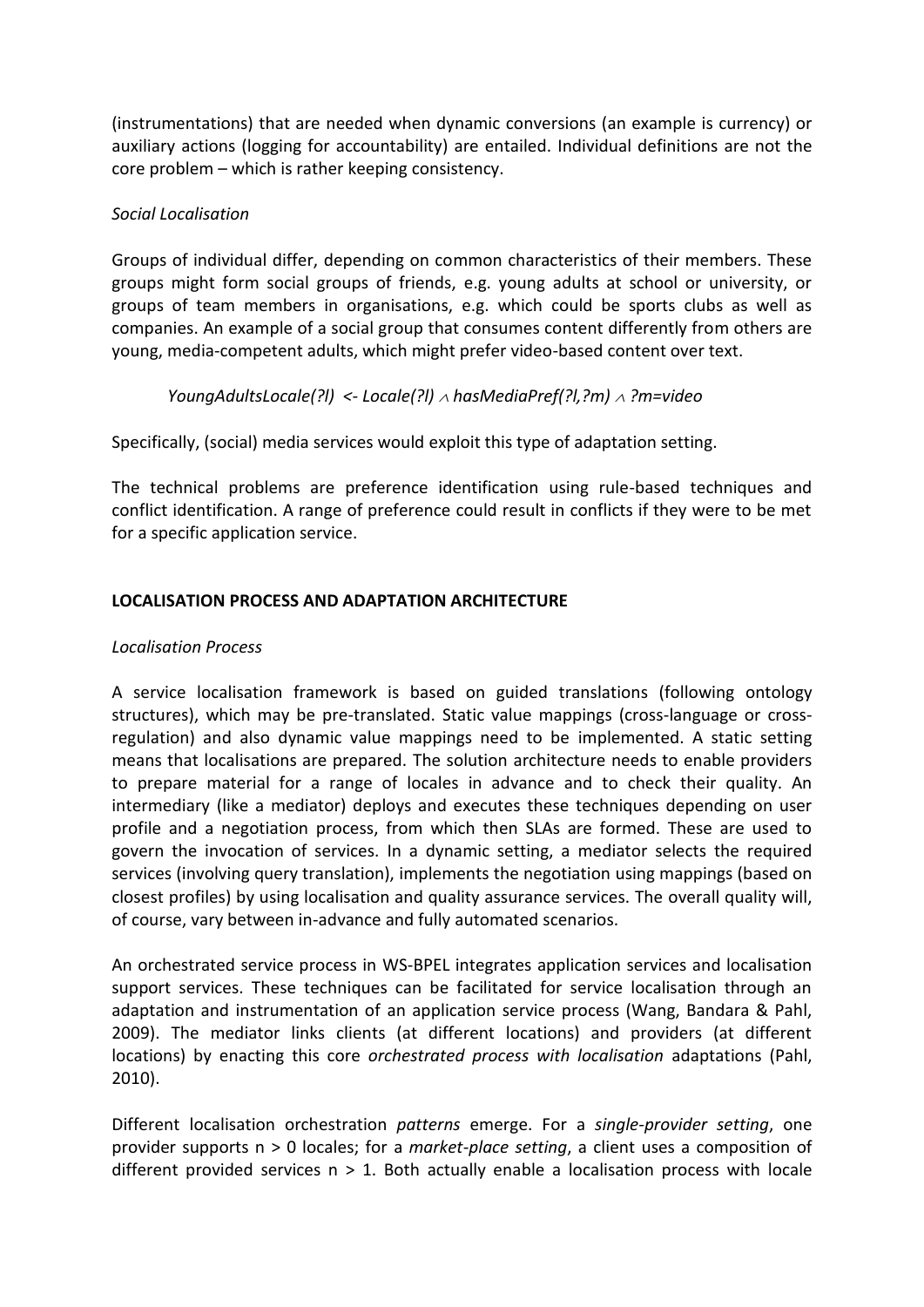(instrumentations) that are needed when dynamic conversions (an example is currency) or auxiliary actions (logging for accountability) are entailed. Individual definitions are not the core problem – which is rather keeping consistency.

*Social Localisation*

Groups of individual differ, depending on common characteristics of their members. These groups might form social groups of friends, e.g. young adults at school or university, or groups of team members in organisations, e.g. which could be sports clubs as well as companies. An example of a social group that consumes content differently from others are young, media-competent adults, which might prefer video-based content over text.

$$YoungAdultsLocale(?l) \leftarrow Locale(?l) \wedge hasMediaPref(?l,?m) \wedge ?m=video$$

Specifically, (social) media services would exploit this type of adaptation setting.

The technical problems are preference identification using rule-based techniques and conflict identification. A range of preference could result in conflicts if they were to be met for a specific application service.

## LOCALISATION PROCESS AND ADAPTATION ARCHITECTURE

*Localisation Process*

A service localisation framework is based on guided translations (following ontology structures), which may be pre-translated. Static value mappings (cross-language or cross-regulation) and also dynamic value mappings need to be implemented. A static setting means that localisations are prepared. The solution architecture needs to enable providers to prepare material for a range of locales in advance and to check their quality. An intermediary (like a mediator) deploys and executes these techniques depending on user profile and a negotiation process, from which then SLAs are formed. These are used to govern the invocation of services. In a dynamic setting, a mediator selects the required services (involving query translation), implements the negotiation using mappings (based on closest profiles) by using localisation and quality assurance services. The overall quality will, of course, vary between in-advance and fully automated scenarios.

An orchestrated service process in WS-BPEL integrates application services and localisation support services. These techniques can be facilitated for service localisation through an adaptation and instrumentation of an application service process (Wang, Bandara & Pahl, 2009). The mediator links clients (at different locations) and providers (at different locations) by enacting this core *orchestrated process with localisation* adaptations (Pahl, 2010).

Different localisation orchestration *patterns* emerge. For a *single-provider setting*, one provider supports $n > 0$ locales; for a *market-place setting*, a client uses a composition of different provided services $n > 1$. Both actually enable a localisation process with locale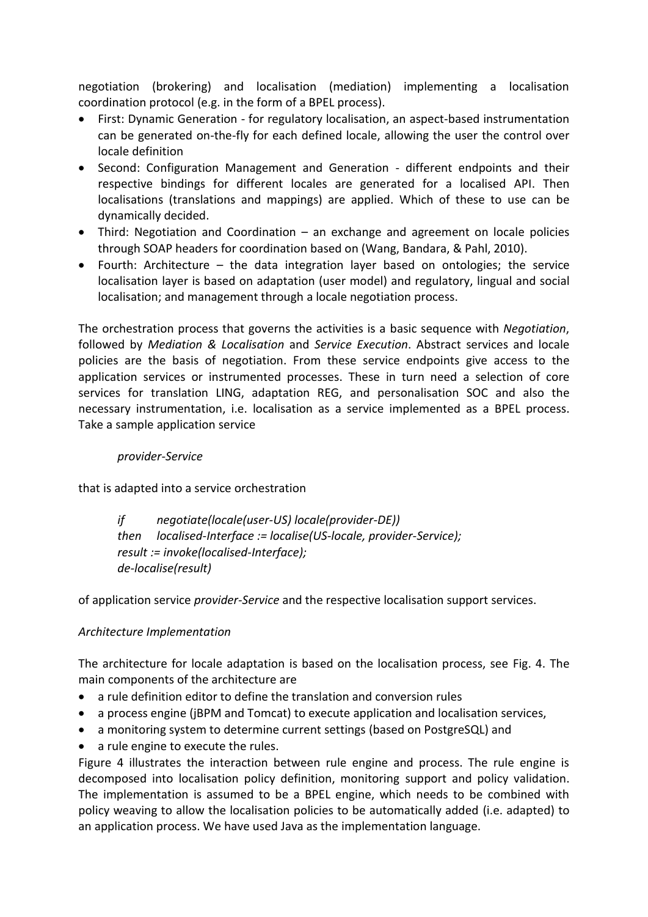negotiation (brokering) and localisation (mediation) implementing a localisation coordination protocol (e.g. in the form of a BPEL process).

- First: Dynamic Generation - for regulatory localisation, an aspect-based instrumentation can be generated on-the-fly for each defined locale, allowing the user the control over locale definition
- Second: Configuration Management and Generation - different endpoints and their respective bindings for different locales are generated for a localised API. Then localisations (translations and mappings) are applied. Which of these to use can be dynamically decided.
- Third: Negotiation and Coordination – an exchange and agreement on locale policies through SOAP headers for coordination based on (Wang, Bandara, & Pahl, 2010).
- Fourth: Architecture – the data integration layer based on ontologies; the service localisation layer is based on adaptation (user model) and regulatory, lingual and social localisation; and management through a locale negotiation process.

The orchestration process that governs the activities is a basic sequence with *Negotiation*, followed by *Mediation & Localisation* and *Service Execution*. Abstract services and locale policies are the basis of negotiation. From these service endpoints give access to the application services or instrumented processes. These in turn need a selection of core services for translation LING, adaptation REG, and personalisation SOC and also the necessary instrumentation, i.e. localisation as a service implemented as a BPEL process. Take a sample application service

*provider-Service*

that is adapted into a service orchestration

*if negotiate(locale(user-US) locale(provider-DE))*
*then localised-Interface := localise(US-locale, provider-Service);*
*result := invoke(localised-Interface);*
*de-localise(result)*

of application service *provider-Service* and the respective localisation support services.

*Architecture Implementation*

The architecture for locale adaptation is based on the localisation process, see Fig. 4. The main components of the architecture are

- a rule definition editor to define the translation and conversion rules
- a process engine (jBPM and Tomcat) to execute application and localisation services,
- a monitoring system to determine current settings (based on PostgreSQL) and
- a rule engine to execute the rules.

Figure 4 illustrates the interaction between rule engine and process. The rule engine is decomposed into localisation policy definition, monitoring support and policy validation. The implementation is assumed to be a BPEL engine, which needs to be combined with policy weaving to allow the localisation policies to be automatically added (i.e. adapted) to an application process. We have used Java as the implementation language.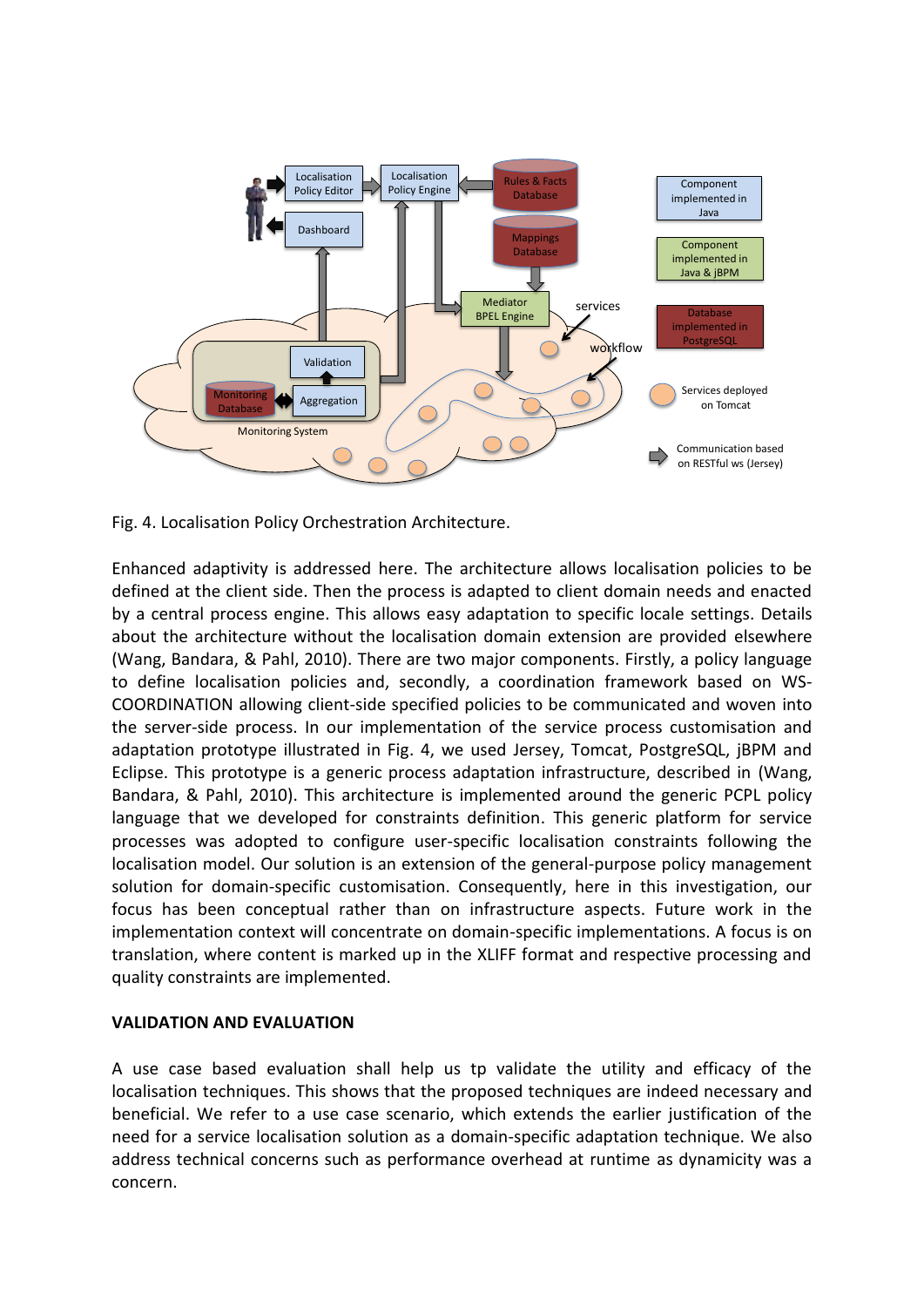Fig. 4. Localisation Policy Orchestration Architecture.

Enhanced adaptivity is addressed here. The architecture allows localisation policies to be defined at the client side. Then the process is adapted to client domain needs and enacted by a central process engine. This allows easy adaptation to specific locale settings. Details about the architecture without the localisation domain extension are provided elsewhere (Wang, Bandara, & Pahl, 2010). There are two major components. Firstly, a policy language to define localisation policies and, secondly, a coordination framework based on WS-COORDINATION allowing client-side specified policies to be communicated and woven into the server-side process. In our implementation of the service process customisation and adaptation prototype illustrated in Fig. 4, we used Jersey, Tomcat, PostgreSQL, jBPM and Eclipse. This prototype is a generic process adaptation infrastructure, described in (Wang, Bandara, & Pahl, 2010). This architecture is implemented around the generic PCPL policy language that we developed for constraints definition. This generic platform for service processes was adopted to configure user-specific localisation constraints following the localisation model. Our solution is an extension of the general-purpose policy management solution for domain-specific customisation. Consequently, here in this investigation, our focus has been conceptual rather than on infrastructure aspects. Future work in the implementation context will concentrate on domain-specific implementations. A focus is on translation, where content is marked up in the XLIFF format and respective processing and quality constraints are implemented.

**VALIDATION AND EVALUATION**

A use case based evaluation shall help us tp validate the utility and efficacy of the localisation techniques. This shows that the proposed techniques are indeed necessary and beneficial. We refer to a use case scenario, which extends the earlier justification of the need for a service localisation solution as a domain-specific adaptation technique. We also address technical concerns such as performance overhead at runtime as dynamicity was a concern.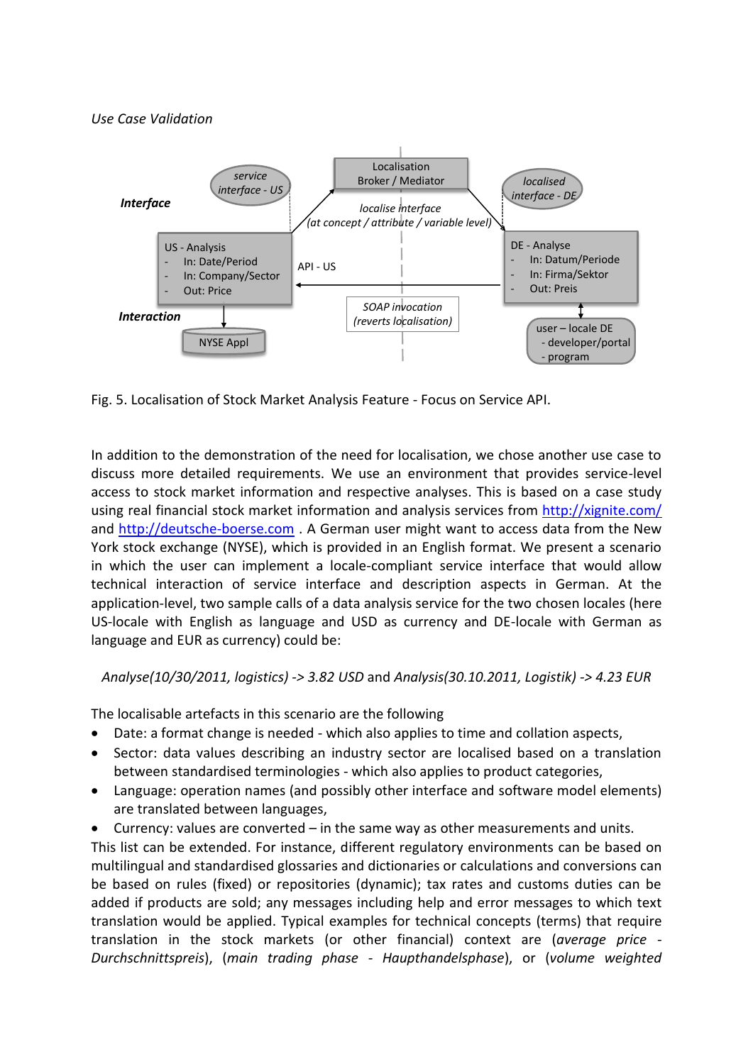*Use Case Validation*

Fig. 5. Localisation of Stock Market Analysis Feature - Focus on Service API.

In addition to the demonstration of the need for localisation, we chose another use case to discuss more detailed requirements. We use an environment that provides service-level access to stock market information and respective analyses. This is based on a case study using real financial stock market information and analysis services from http://xignite.com/ and http://deutsche-boerse.com . A German user might want to access data from the New York stock exchange (NYSE), which is provided in an English format. We present a scenario in which the user can implement a locale-compliant service interface that would allow technical interaction of service interface and description aspects in German. At the application-level, two sample calls of a data analysis service for the two chosen locales (here US-locale with English as language and USD as currency and DE-locale with German as language and EUR as currency) could be:

*Analyse(10/30/2011, logistics) -> 3.82 USD* and *Analysis(30.10.2011, Logistik) -> 4.23 EUR*

The localisable artefacts in this scenario are the following

- Date: a format change is needed - which also applies to time and collation aspects,
- Sector: data values describing an industry sector are localised based on a translation between standardised terminologies - which also applies to product categories,
- Language: operation names (and possibly other interface and software model elements) are translated between languages,
- Currency: values are converted – in the same way as other measurements and units.

This list can be extended. For instance, different regulatory environments can be based on multilingual and standardised glossaries and dictionaries or calculations and conversions can be based on rules (fixed) or repositories (dynamic); tax rates and customs duties can be added if products are sold; any messages including help and error messages to which text translation would be applied. Typical examples for technical concepts (terms) that require translation in the stock markets (or other financial) context are (*average price - Durchschnittspreis*), (*main trading phase - Haupthandelsphase*), or (*volume weighted*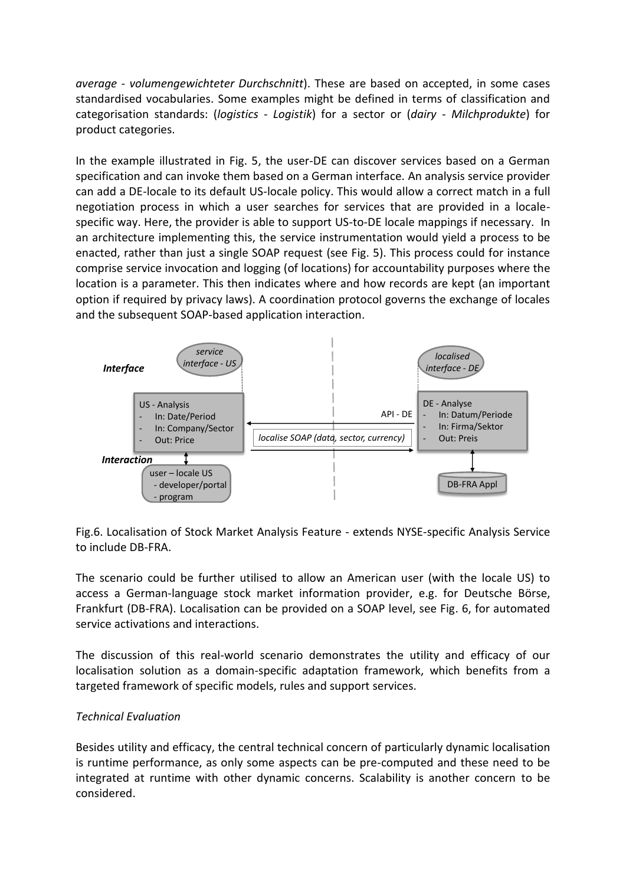*average* - *volumengewichteter Durchschnitt*). These are based on accepted, in some cases standardised vocabularies. Some examples might be defined in terms of classification and categorisation standards: (*logistics* - *Logistik*) for a sector or (*dairy* - *Milchprodukte*) for product categories.

In the example illustrated in Fig. 5, the user-DE can discover services based on a German specification and can invoke them based on a German interface. An analysis service provider can add a DE-locale to its default US-locale policy. This would allow a correct match in a full negotiation process in which a user searches for services that are provided in a locale-specific way. Here, the provider is able to support US-to-DE locale mappings if necessary. In an architecture implementing this, the service instrumentation would yield a process to be enacted, rather than just a single SOAP request (see Fig. 5). This process could for instance comprise service invocation and logging (of locations) for accountability purposes where the location is a parameter. This then indicates where and how records are kept (an important option if required by privacy laws). A coordination protocol governs the exchange of locales and the subsequent SOAP-based application interaction.

Fig.6. Localisation of Stock Market Analysis Feature - extends NYSE-specific Analysis Service to include DB-FRA.

The scenario could be further utilised to allow an American user (with the locale US) to access a German-language stock market information provider, e.g. for Deutsche Börse, Frankfurt (DB-FRA). Localisation can be provided on a SOAP level, see Fig. 6, for automated service activations and interactions.

The discussion of this real-world scenario demonstrates the utility and efficacy of our localisation solution as a domain-specific adaptation framework, which benefits from a targeted framework of specific models, rules and support services.

*Technical Evaluation*

Besides utility and efficacy, the central technical concern of particularly dynamic localisation is runtime performance, as only some aspects can be pre-computed and these need to be integrated at runtime with other dynamic concerns. Scalability is another concern to be considered.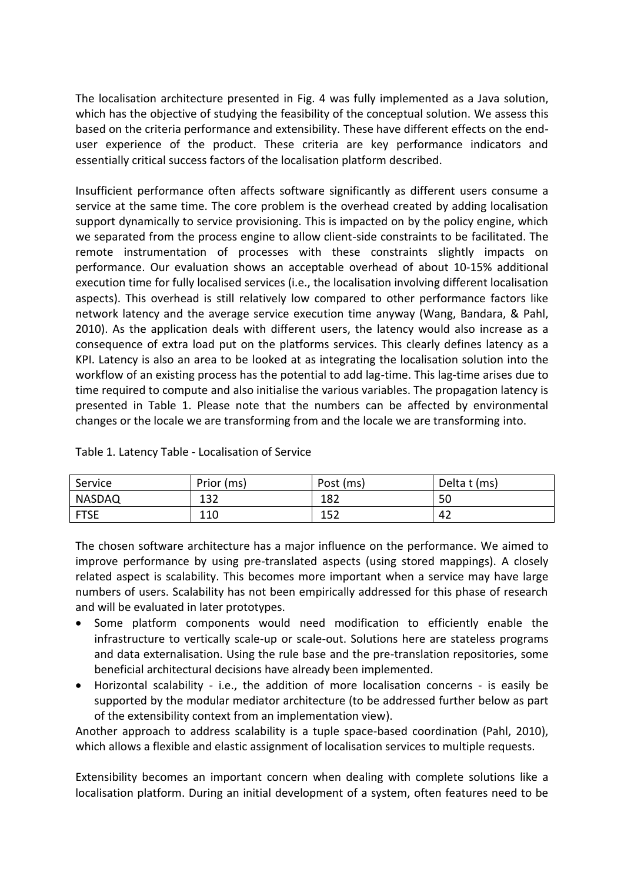The localisation architecture presented in Fig. 4 was fully implemented as a Java solution, which has the objective of studying the feasibility of the conceptual solution. We assess this based on the criteria performance and extensibility. These have different effects on the end-user experience of the product. These criteria are key performance indicators and essentially critical success factors of the localisation platform described.

Insufficient performance often affects software significantly as different users consume a service at the same time. The core problem is the overhead created by adding localisation support dynamically to service provisioning. This is impacted on by the policy engine, which we separated from the process engine to allow client-side constraints to be facilitated. The remote instrumentation of processes with these constraints slightly impacts on performance. Our evaluation shows an acceptable overhead of about 10-15% additional execution time for fully localised services (i.e., the localisation involving different localisation aspects). This overhead is still relatively low compared to other performance factors like network latency and the average service execution time anyway (Wang, Bandara, & Pahl, 2010). As the application deals with different users, the latency would also increase as a consequence of extra load put on the platforms services. This clearly defines latency as a KPI. Latency is also an area to be looked at as integrating the localisation solution into the workflow of an existing process has the potential to add lag-time. This lag-time arises due to time required to compute and also initialise the various variables. The propagation latency is presented in Table 1. Please note that the numbers can be affected by environmental changes or the locale we are transforming from and the locale we are transforming into.

Table 1. Latency Table - Localisation of Service

| Service | Prior (ms) | Post (ms) | Delta t (ms) |
|---|---|---|---|
| NASDAQ | 132 | 182 | 50 |
| FTSE | 110 | 152 | 42 |

The chosen software architecture has a major influence on the performance. We aimed to improve performance by using pre-translated aspects (using stored mappings). A closely related aspect is scalability. This becomes more important when a service may have large numbers of users. Scalability has not been empirically addressed for this phase of research and will be evaluated in later prototypes.

- Some platform components would need modification to efficiently enable the infrastructure to vertically scale-up or scale-out. Solutions here are stateless programs and data externalisation. Using the rule base and the pre-translation repositories, some beneficial architectural decisions have already been implemented.
- Horizontal scalability - i.e., the addition of more localisation concerns - is easily be supported by the modular mediator architecture (to be addressed further below as part of the extensibility context from an implementation view).

Another approach to address scalability is a tuple space-based coordination (Pahl, 2010), which allows a flexible and elastic assignment of localisation services to multiple requests.

Extensibility becomes an important concern when dealing with complete solutions like a localisation platform. During an initial development of a system, often features need to be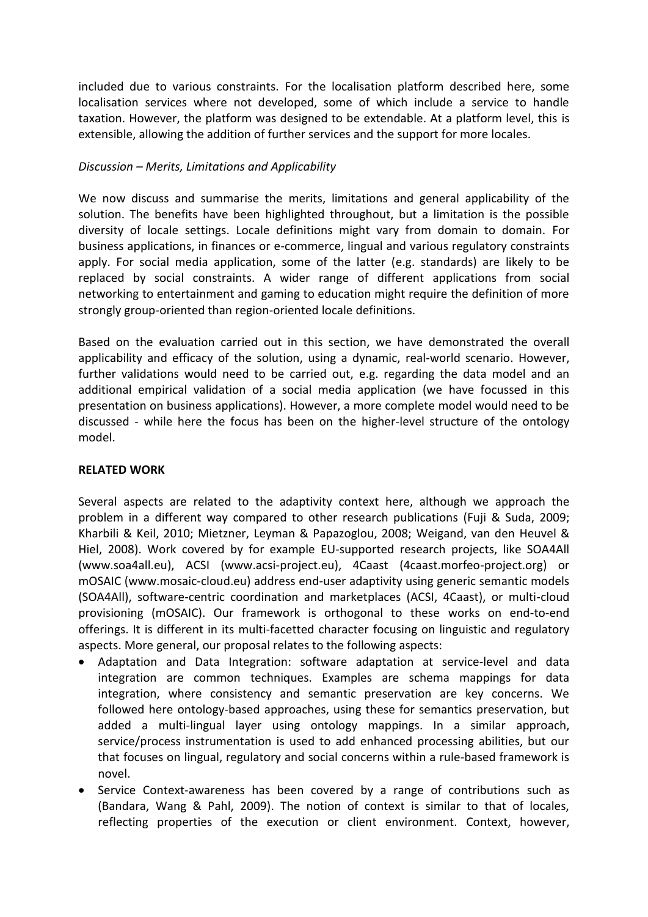included due to various constraints. For the localisation platform described here, some localisation services where not developed, some of which include a service to handle taxation. However, the platform was designed to be extendable. At a platform level, this is extensible, allowing the addition of further services and the support for more locales.

*Discussion – Merits, Limitations and Applicability*

We now discuss and summarise the merits, limitations and general applicability of the solution. The benefits have been highlighted throughout, but a limitation is the possible diversity of locale settings. Locale definitions might vary from domain to domain. For business applications, in finances or e-commerce, lingual and various regulatory constraints apply. For social media application, some of the latter (e.g. standards) are likely to be replaced by social constraints. A wider range of different applications from social networking to entertainment and gaming to education might require the definition of more strongly group-oriented than region-oriented locale definitions.

Based on the evaluation carried out in this section, we have demonstrated the overall applicability and efficacy of the solution, using a dynamic, real-world scenario. However, further validations would need to be carried out, e.g. regarding the data model and an additional empirical validation of a social media application (we have focussed in this presentation on business applications). However, a more complete model would need to be discussed - while here the focus has been on the higher-level structure of the ontology model.

## RELATED WORK

Several aspects are related to the adaptivity context here, although we approach the problem in a different way compared to other research publications (Fuji & Suda, 2009; Kharbili & Keil, 2010; Mietzner, Leyman & Papazoglou, 2008; Weigand, van den Heuvel & Hiel, 2008). Work covered by for example EU-supported research projects, like SOA4All (www.soa4all.eu), ACSI (www.acsi-project.eu), 4Caast (4caast.morfeo-project.org) or mOSAIC (www.mosaic-cloud.eu) address end-user adaptivity using generic semantic models (SOA4All), software-centric coordination and marketplaces (ACSI, 4Caast), or multi-cloud provisioning (mOSAIC). Our framework is orthogonal to these works on end-to-end offerings. It is different in its multi-facetted character focusing on linguistic and regulatory aspects. More general, our proposal relates to the following aspects:

- Adaptation and Data Integration: software adaptation at service-level and data integration are common techniques. Examples are schema mappings for data integration, where consistency and semantic preservation are key concerns. We followed here ontology-based approaches, using these for semantics preservation, but added a multi-lingual layer using ontology mappings. In a similar approach, service/process instrumentation is used to add enhanced processing abilities, but our that focuses on lingual, regulatory and social concerns within a rule-based framework is novel.
- Service Context-awareness has been covered by a range of contributions such as (Bandara, Wang & Pahl, 2009). The notion of context is similar to that of locales, reflecting properties of the execution or client environment. Context, however,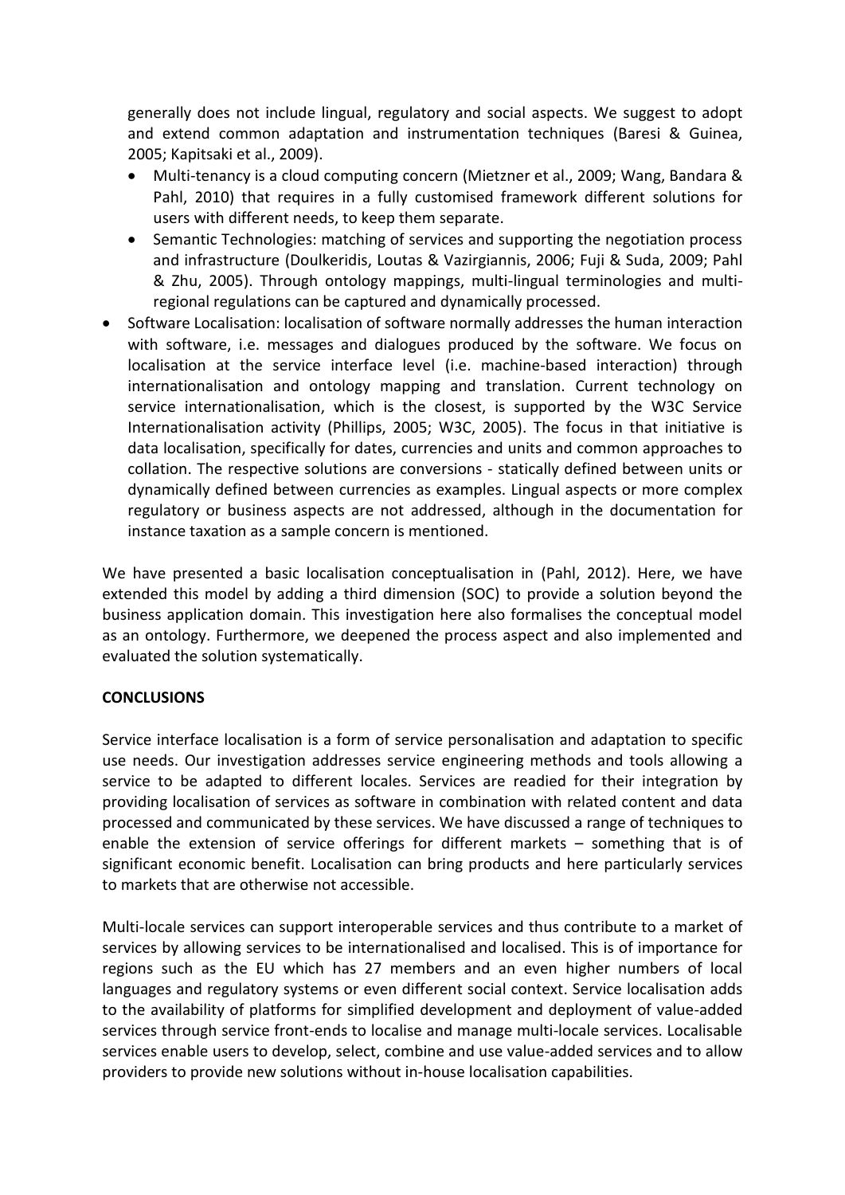generally does not include lingual, regulatory and social aspects. We suggest to adopt and extend common adaptation and instrumentation techniques (Baresi & Guinea, 2005; Kapitsaki et al., 2009).

- Multi-tenancy is a cloud computing concern (Mietzner et al., 2009; Wang, Bandara & Pahl, 2010) that requires in a fully customised framework different solutions for users with different needs, to keep them separate.
- Semantic Technologies: matching of services and supporting the negotiation process and infrastructure (Doulkeridis, Loutas & Vazirgiannis, 2006; Fuji & Suda, 2009; Pahl & Zhu, 2005). Through ontology mappings, multi-lingual terminologies and multi-regional regulations can be captured and dynamically processed.

- Software Localisation: localisation of software normally addresses the human interaction with software, i.e. messages and dialogues produced by the software. We focus on localisation at the service interface level (i.e. machine-based interaction) through internationalisation and ontology mapping and translation. Current technology on service internationalisation, which is the closest, is supported by the W3C Service Internationalisation activity (Phillips, 2005; W3C, 2005). The focus in that initiative is data localisation, specifically for dates, currencies and units and common approaches to collation. The respective solutions are conversions - statically defined between units or dynamically defined between currencies as examples. Lingual aspects or more complex regulatory or business aspects are not addressed, although in the documentation for instance taxation as a sample concern is mentioned.

We have presented a basic localisation conceptualisation in (Pahl, 2012). Here, we have extended this model by adding a third dimension (SOC) to provide a solution beyond the business application domain. This investigation here also formalises the conceptual model as an ontology. Furthermore, we deepened the process aspect and also implemented and evaluated the solution systematically.

## CONCLUSIONS

Service interface localisation is a form of service personalisation and adaptation to specific use needs. Our investigation addresses service engineering methods and tools allowing a service to be adapted to different locales. Services are readied for their integration by providing localisation of services as software in combination with related content and data processed and communicated by these services. We have discussed a range of techniques to enable the extension of service offerings for different markets – something that is of significant economic benefit. Localisation can bring products and here particularly services to markets that are otherwise not accessible.

Multi-locale services can support interoperable services and thus contribute to a market of services by allowing services to be internationalised and localised. This is of importance for regions such as the EU which has 27 members and an even higher numbers of local languages and regulatory systems or even different social context. Service localisation adds to the availability of platforms for simplified development and deployment of value-added services through service front-ends to localise and manage multi-locale services. Localisable services enable users to develop, select, combine and use value-added services and to allow providers to provide new solutions without in-house localisation capabilities.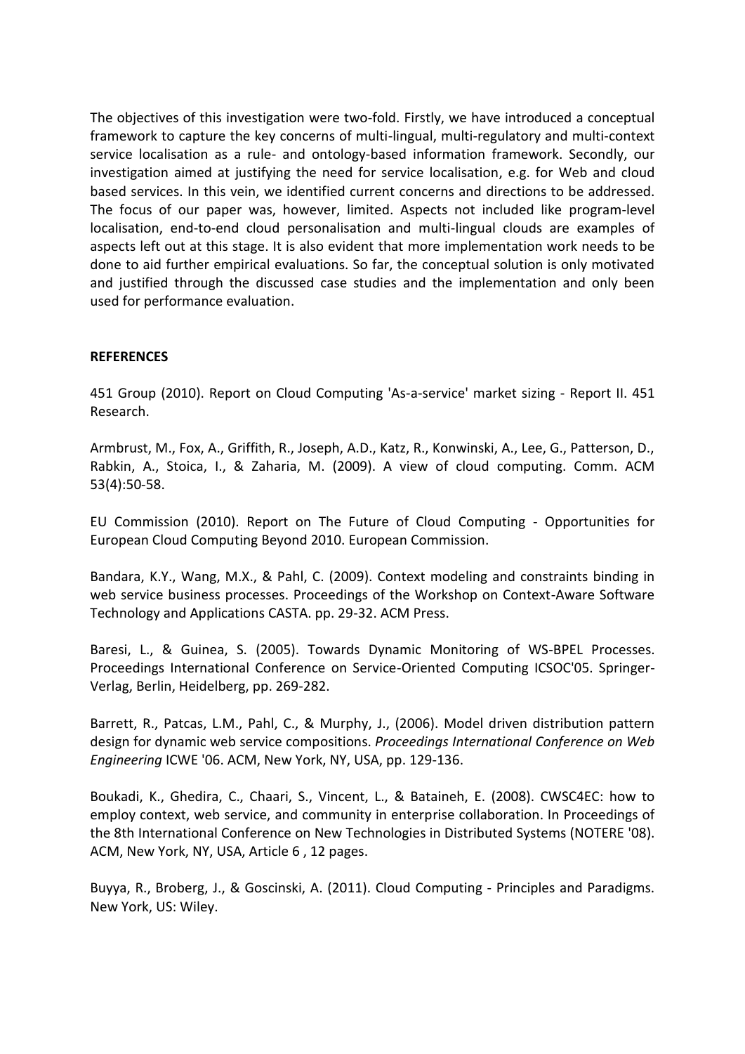The objectives of this investigation were two-fold. Firstly, we have introduced a conceptual framework to capture the key concerns of multi-lingual, multi-regulatory and multi-context service localisation as a rule- and ontology-based information framework. Secondly, our investigation aimed at justifying the need for service localisation, e.g. for Web and cloud based services. In this vein, we identified current concerns and directions to be addressed. The focus of our paper was, however, limited. Aspects not included like program-level localisation, end-to-end cloud personalisation and multi-lingual clouds are examples of aspects left out at this stage. It is also evident that more implementation work needs to be done to aid further empirical evaluations. So far, the conceptual solution is only motivated and justified through the discussed case studies and the implementation and only been used for performance evaluation.

**REFERENCES**

451 Group (2010). Report on Cloud Computing 'As-a-service' market sizing - Report II. 451 Research.

Armbrust, M., Fox, A., Griffith, R., Joseph, A.D., Katz, R., Konwinski, A., Lee, G., Patterson, D., Rabkin, A., Stoica, I., & Zaharia, M. (2009). A view of cloud computing. Comm. ACM 53(4):50-58.

EU Commission (2010). Report on The Future of Cloud Computing - Opportunities for European Cloud Computing Beyond 2010. European Commission.

Bandara, K.Y., Wang, M.X., & Pahl, C. (2009). Context modeling and constraints binding in web service business processes. Proceedings of the Workshop on Context-Aware Software Technology and Applications CASTA. pp. 29-32. ACM Press.

Baresi, L., & Guinea, S. (2005). Towards Dynamic Monitoring of WS-BPEL Processes. Proceedings International Conference on Service-Oriented Computing ICSOC'05. Springer-Verlag, Berlin, Heidelberg, pp. 269-282.

Barrett, R., Patcas, L.M., Pahl, C., & Murphy, J., (2006). Model driven distribution pattern design for dynamic web service compositions. *Proceedings International Conference on Web Engineering* ICWE '06. ACM, New York, NY, USA, pp. 129-136.

Boukadi, K., Ghedira, C., Chaari, S., Vincent, L., & Bataineh, E. (2008). CWSC4EC: how to employ context, web service, and community in enterprise collaboration. In Proceedings of the 8th International Conference on New Technologies in Distributed Systems (NOTERE '08). ACM, New York, NY, USA, Article 6 , 12 pages.

Buyya, R., Broberg, J., & Goscinski, A. (2011). Cloud Computing - Principles and Paradigms. New York, US: Wiley.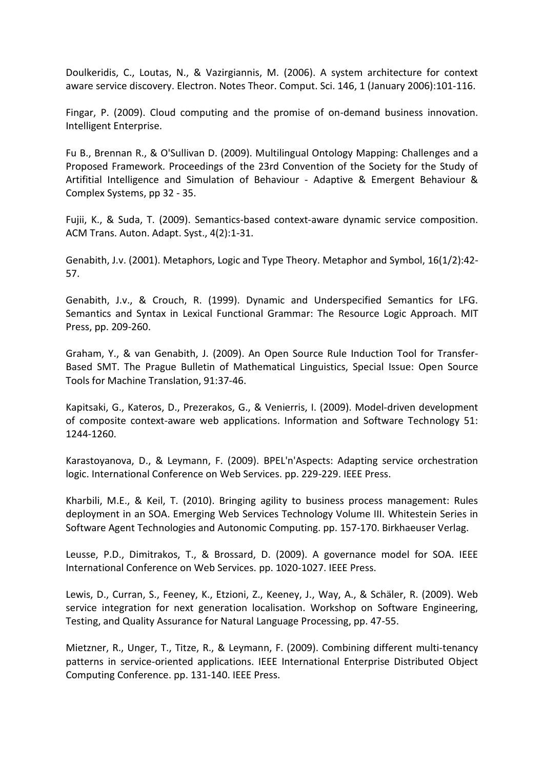Doulkeridis, C., Loutas, N., & Vazirgiannis, M. (2006). A system architecture for context aware service discovery. Electron. Notes Theor. Comput. Sci. 146, 1 (January 2006):101-116.

Fingar, P. (2009). Cloud computing and the promise of on-demand business innovation. Intelligent Enterprise.

Fu B., Brennan R., & O'Sullivan D. (2009). Multilingual Ontology Mapping: Challenges and a Proposed Framework. Proceedings of the 23rd Convention of the Society for the Study of Artifitial Intelligence and Simulation of Behaviour - Adaptive & Emergent Behaviour & Complex Systems, pp 32 - 35.

Fujii, K., & Suda, T. (2009). Semantics-based context-aware dynamic service composition. ACM Trans. Auton. Adapt. Syst., 4(2):1-31.

Genabith, J.v. (2001). Metaphors, Logic and Type Theory. Metaphor and Symbol, 16(1/2):42-57.

Genabith, J.v., & Crouch, R. (1999). Dynamic and Underspecified Semantics for LFG. Semantics and Syntax in Lexical Functional Grammar: The Resource Logic Approach. MIT Press, pp. 209-260.

Graham, Y., & van Genabith, J. (2009). An Open Source Rule Induction Tool for Transfer-Based SMT. The Prague Bulletin of Mathematical Linguistics, Special Issue: Open Source Tools for Machine Translation, 91:37-46.

Kapitsaki, G., Kateros, D., Prezerakos, G., & Venierris, I. (2009). Model-driven development of composite context-aware web applications. Information and Software Technology 51: 1244-1260.

Karastoyanova, D., & Leymann, F. (2009). BPEL'n'Aspects: Adapting service orchestration logic. International Conference on Web Services. pp. 229-229. IEEE Press.

Kharbili, M.E., & Keil, T. (2010). Bringing agility to business process management: Rules deployment in an SOA. Emerging Web Services Technology Volume III. Whitestein Series in Software Agent Technologies and Autonomic Computing. pp. 157-170. Birkhaeuser Verlag.

Leusse, P.D., Dimitrakos, T., & Brossard, D. (2009). A governance model for SOA. IEEE International Conference on Web Services. pp. 1020-1027. IEEE Press.

Lewis, D., Curran, S., Feeney, K., Etzioni, Z., Keeney, J., Way, A., & Schäler, R. (2009). Web service integration for next generation localisation. Workshop on Software Engineering, Testing, and Quality Assurance for Natural Language Processing, pp. 47-55.

Mietzner, R., Unger, T., Titze, R., & Leymann, F. (2009). Combining different multi-tenancy patterns in service-oriented applications. IEEE International Enterprise Distributed Object Computing Conference. pp. 131-140. IEEE Press.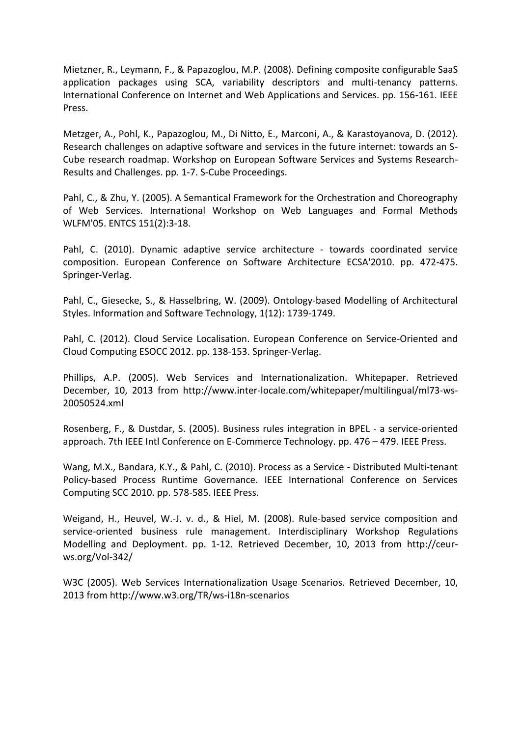Mietzner, R., Leymann, F., & Papazoglou, M.P. (2008). Defining composite configurable SaaS application packages using SCA, variability descriptors and multi-tenancy patterns. International Conference on Internet and Web Applications and Services. pp. 156-161. IEEE Press.

Metzger, A., Pohl, K., Papazoglou, M., Di Nitto, E., Marconi, A., & Karastoyanova, D. (2012). Research challenges on adaptive software and services in the future internet: towards an S-Cube research roadmap. Workshop on European Software Services and Systems Research-Results and Challenges. pp. 1-7. S-Cube Proceedings.

Pahl, C., & Zhu, Y. (2005). A Semantical Framework for the Orchestration and Choreography of Web Services. International Workshop on Web Languages and Formal Methods WLFM'05. ENTCS 151(2):3-18.

Pahl, C. (2010). Dynamic adaptive service architecture - towards coordinated service composition. European Conference on Software Architecture ECSA'2010. pp. 472-475. Springer-Verlag.

Pahl, C., Giesecke, S., & Hasselbring, W. (2009). Ontology-based Modelling of Architectural Styles. Information and Software Technology, 1(12): 1739-1749.

Pahl, C. (2012). Cloud Service Localisation. European Conference on Service-Oriented and Cloud Computing ESOCC 2012. pp. 138-153. Springer-Verlag.

Phillips, A.P. (2005). Web Services and Internationalization. Whitepaper. Retrieved December, 10, 2013 from http://www.inter-locale.com/whitepaper/multilingual/ml73-ws-20050524.xml

Rosenberg, F., & Dustdar, S. (2005). Business rules integration in BPEL - a service-oriented approach. 7th IEEE Intl Conference on E-Commerce Technology. pp. 476 – 479. IEEE Press.

Wang, M.X., Bandara, K.Y., & Pahl, C. (2010). Process as a Service - Distributed Multi-tenant Policy-based Process Runtime Governance. IEEE International Conference on Services Computing SCC 2010. pp. 578-585. IEEE Press.

Weigand, H., Heuvel, W.-J. v. d., & Hiel, M. (2008). Rule-based service composition and service-oriented business rule management. Interdisciplinary Workshop Regulations Modelling and Deployment. pp. 1-12. Retrieved December, 10, 2013 from http://ceur-ws.org/Vol-342/

W3C (2005). Web Services Internationalization Usage Scenarios. Retrieved December, 10, 2013 from http://www.w3.org/TR/ws-i18n-scenarios